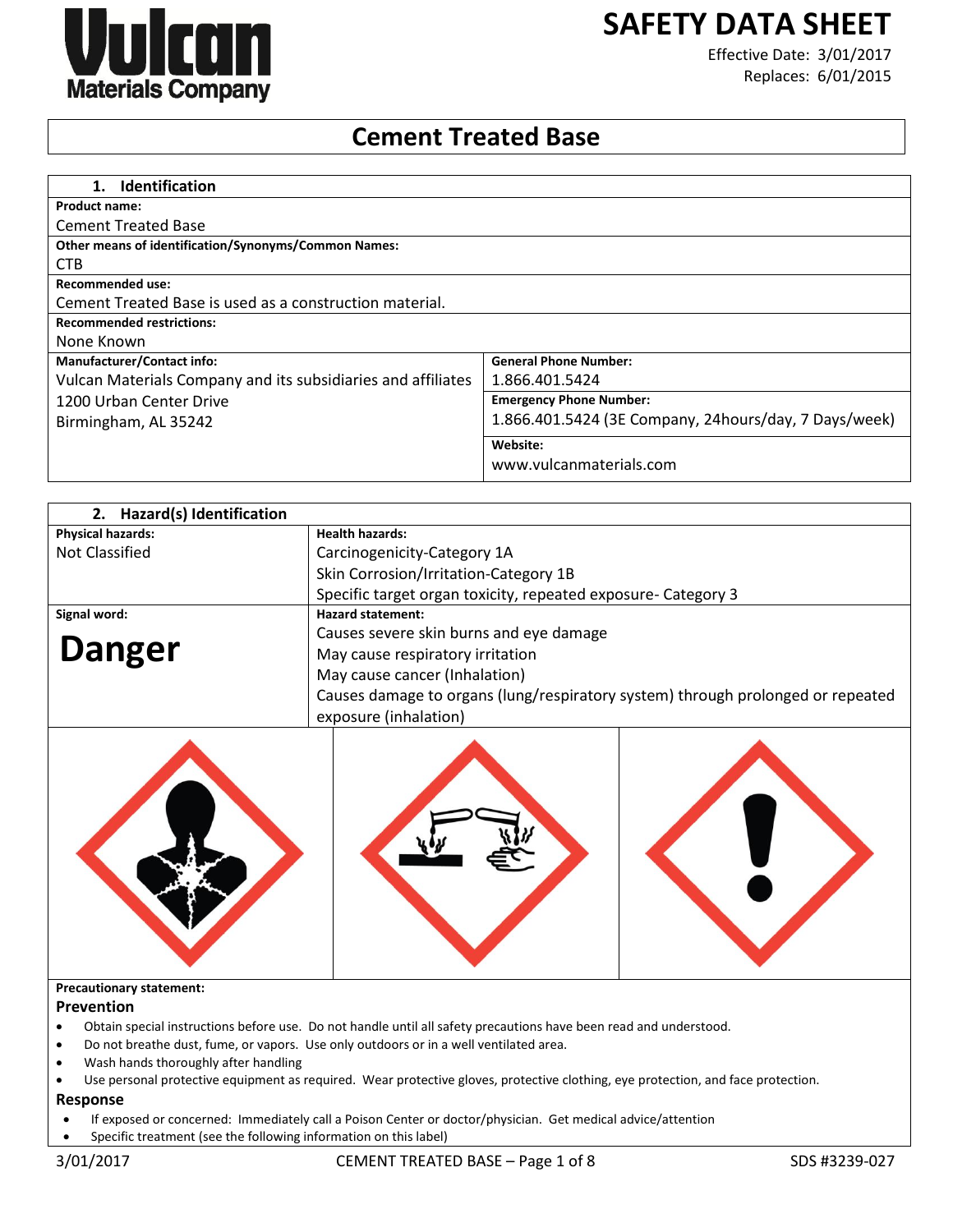# SAFETY DATA SHEET

Effective Date: 3/01/2017
Replaces: 6/01/2015

# Cement Treated Base

## 1. Identification

**Product name:**
Cement Treated Base

**Other means of identification/Synonyms/Common Names:**
CTB

**Recommended use:**
Cement Treated Base is used as a construction material.

**Recommended restrictions:**
None Known

| **Manufacturer/Contact info:** | **General Phone Number:** |
|---|---|
| Vulcan Materials Company and its subsidiaries and affiliates<br>1200 Urban Center Drive<br>Birmingham, AL 35242 | 1.866.401.5424 |
| | **Emergency Phone Number:**<br>1.866.401.5424 (3E Company, 24hours/day, 7 Days/week) |
| | **Website:**<br>www.vulcanmaterials.com |

## 2. Hazard(s) Identification

| **Physical hazards:** | **Health hazards:** |
|---|---|
| Not Classified | Carcinogenicity-Category 1A<br>Skin Corrosion/Irritation-Category 1B<br>Specific target organ toxicity, repeated exposure- Category 3 |
| **Signal word:** | **Hazard statement:** |
| **Danger** | Causes severe skin burns and eye damage<br>May cause respiratory irritation<br>May cause cancer (Inhalation)<br>Causes damage to organs (lung/respiratory system) through prolonged or repeated exposure (inhalation) |

**Precautionary statement:**

### Prevention

- Obtain special instructions before use. Do not handle until all safety precautions have been read and understood.
- Do not breathe dust, fume, or vapors. Use only outdoors or in a well ventilated area.
- Wash hands thoroughly after handling
- Use personal protective equipment as required. Wear protective gloves, protective clothing, eye protection, and face protection.

### Response

- If exposed or concerned: Immediately call a Poison Center or doctor/physician. Get medical advice/attention
- Specific treatment (see the following information on this label)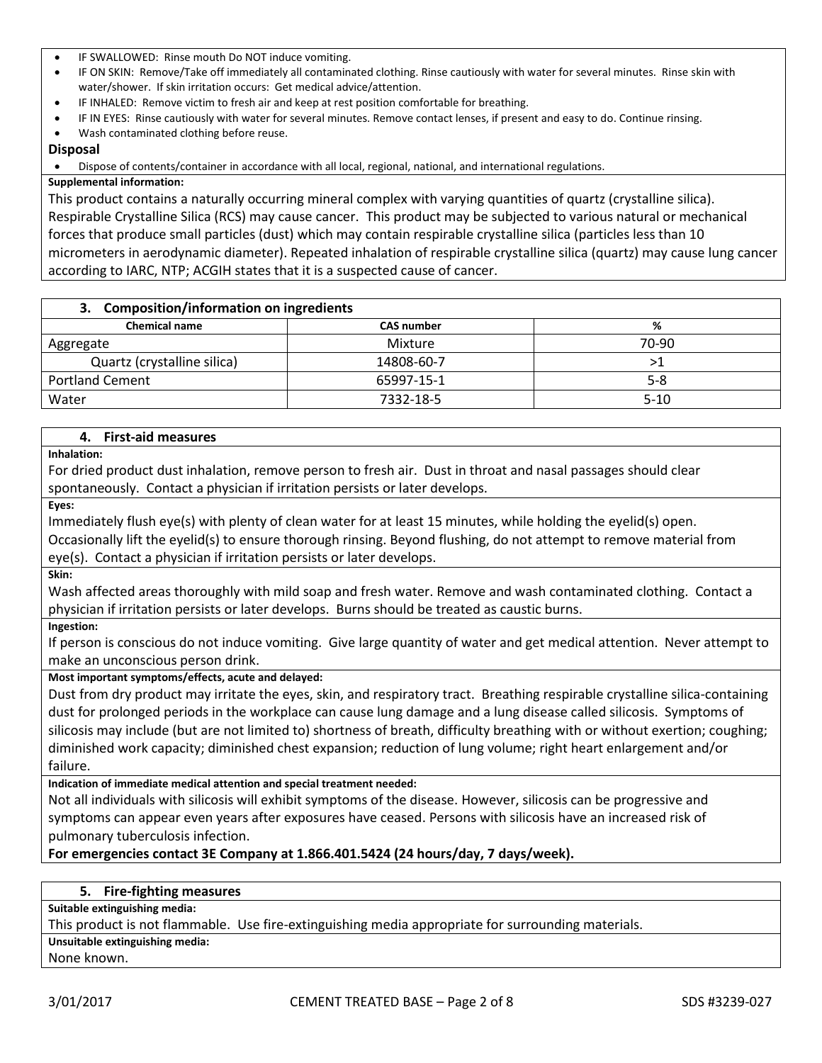- IF SWALLOWED: Rinse mouth Do NOT induce vomiting.
- IF ON SKIN: Remove/Take off immediately all contaminated clothing. Rinse cautiously with water for several minutes. Rinse skin with water/shower. If skin irritation occurs: Get medical advice/attention.
- IF INHALED: Remove victim to fresh air and keep at rest position comfortable for breathing.
- IF IN EYES: Rinse cautiously with water for several minutes. Remove contact lenses, if present and easy to do. Continue rinsing.
- Wash contaminated clothing before reuse.

**Disposal**

- Dispose of contents/container in accordance with all local, regional, national, and international regulations.

**Supplemental information:**

This product contains a naturally occurring mineral complex with varying quantities of quartz (crystalline silica). Respirable Crystalline Silica (RCS) may cause cancer. This product may be subjected to various natural or mechanical forces that produce small particles (dust) which may contain respirable crystalline silica (particles less than 10 micrometers in aerodynamic diameter). Repeated inhalation of respirable crystalline silica (quartz) may cause lung cancer according to IARC, NTP; ACGIH states that it is a suspected cause of cancer.

## 3. Composition/information on ingredients

| Chemical name | CAS number | % |
|---|---|---|
| Aggregate | Mixture | 70-90 |
| Quartz (crystalline silica) | 14808-60-7 | >1 |
| Portland Cement | 65997-15-1 | 5-8 |
| Water | 7332-18-5 | 5-10 |

## 4. First-aid measures

**Inhalation:**

For dried product dust inhalation, remove person to fresh air. Dust in throat and nasal passages should clear spontaneously. Contact a physician if irritation persists or later develops.

**Eyes:**

Immediately flush eye(s) with plenty of clean water for at least 15 minutes, while holding the eyelid(s) open. Occasionally lift the eyelid(s) to ensure thorough rinsing. Beyond flushing, do not attempt to remove material from eye(s). Contact a physician if irritation persists or later develops.

**Skin:**

Wash affected areas thoroughly with mild soap and fresh water. Remove and wash contaminated clothing. Contact a physician if irritation persists or later develops. Burns should be treated as caustic burns.

**Ingestion:**

If person is conscious do not induce vomiting. Give large quantity of water and get medical attention. Never attempt to make an unconscious person drink.

**Most important symptoms/effects, acute and delayed:**

Dust from dry product may irritate the eyes, skin, and respiratory tract. Breathing respirable crystalline silica-containing dust for prolonged periods in the workplace can cause lung damage and a lung disease called silicosis. Symptoms of silicosis may include (but are not limited to) shortness of breath, difficulty breathing with or without exertion; coughing; diminished work capacity; diminished chest expansion; reduction of lung volume; right heart enlargement and/or failure.

**Indication of immediate medical attention and special treatment needed:**

Not all individuals with silicosis will exhibit symptoms of the disease. However, silicosis can be progressive and symptoms can appear even years after exposures have ceased. Persons with silicosis have an increased risk of pulmonary tuberculosis infection.

**For emergencies contact 3E Company at 1.866.401.5424 (24 hours/day, 7 days/week).**

## 5. Fire-fighting measures

**Suitable extinguishing media:**

This product is not flammable. Use fire-extinguishing media appropriate for surrounding materials.

**Unsuitable extinguishing media:**

None known.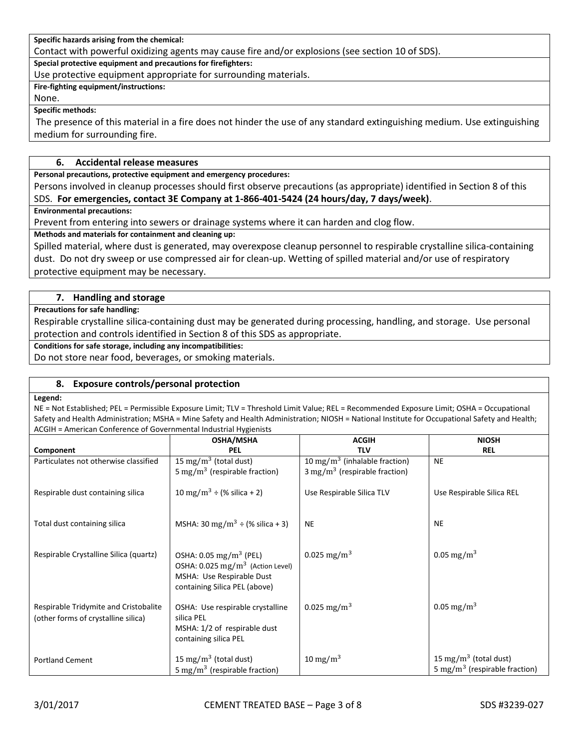**Specific hazards arising from the chemical:**

Contact with powerful oxidizing agents may cause fire and/or explosions (see section 10 of SDS).

**Special protective equipment and precautions for firefighters:**

Use protective equipment appropriate for surrounding materials.

**Fire-fighting equipment/instructions:**

None.

**Specific methods:**

The presence of this material in a fire does not hinder the use of any standard extinguishing medium. Use extinguishing medium for surrounding fire.

## 6. Accidental release measures

**Personal precautions, protective equipment and emergency procedures:**

Persons involved in cleanup processes should first observe precautions (as appropriate) identified in Section 8 of this SDS. **For emergencies, contact 3E Company at 1-866-401-5424 (24 hours/day, 7 days/week)**.

**Environmental precautions:**

Prevent from entering into sewers or drainage systems where it can harden and clog flow.

**Methods and materials for containment and cleaning up:**

Spilled material, where dust is generated, may overexpose cleanup personnel to respirable crystalline silica-containing dust. Do not dry sweep or use compressed air for clean-up. Wetting of spilled material and/or use of respiratory protective equipment may be necessary.

## 7. Handling and storage

**Precautions for safe handling:**

Respirable crystalline silica-containing dust may be generated during processing, handling, and storage. Use personal protection and controls identified in Section 8 of this SDS as appropriate.

**Conditions for safe storage, including any incompatibilities:**

Do not store near food, beverages, or smoking materials.

## 8. Exposure controls/personal protection

**Legend:**

NE = Not Established; PEL = Permissible Exposure Limit; TLV = Threshold Limit Value; REL = Recommended Exposure Limit; OSHA = Occupational Safety and Health Administration; MSHA = Mine Safety and Health Administration; NIOSH = National Institute for Occupational Safety and Health; ACGIH = American Conference of Governmental Industrial Hygienists

| Component | OSHA/MSHA PEL | ACGIH TLV | NIOSH REL |
|---|---|---|---|
| Particulates not otherwise classified | 15 $mg/m^3$ (total dust)<br>5 $mg/m^3$ (respirable fraction) | 10 $mg/m^3$ (inhalable fraction)<br>3 $mg/m^3$ (respirable fraction) | NE |
| Respirable dust containing silica | 10 $mg/m^3$ ÷ (% silica + 2) | Use Respirable Silica TLV | Use Respirable Silica REL |
| Total dust containing silica | MSHA: 30 $mg/m^3$ ÷ (% silica + 3) | NE | NE |
| Respirable Crystalline Silica (quartz) | OSHA: 0.05 $mg/m^3$ (PEL)<br>OSHA: 0.025 $mg/m^3$ (Action Level)<br>MSHA: Use Respirable Dust containing Silica PEL (above) | 0.025 $mg/m^3$ | 0.05 $mg/m^3$ |
| Respirable Tridymite and Cristobalite (other forms of crystalline silica) | OSHA: Use respirable crystalline silica PEL<br>MSHA: 1/2 of respirable dust containing silica PEL | 0.025 $mg/m^3$ | 0.05 $mg/m^3$ |
| Portland Cement | 15 $mg/m^3$ (total dust)<br>5 $mg/m^3$ (respirable fraction) | 10 $mg/m^3$ | 15 $mg/m^3$ (total dust)<br>5 $mg/m^3$ (respirable fraction) |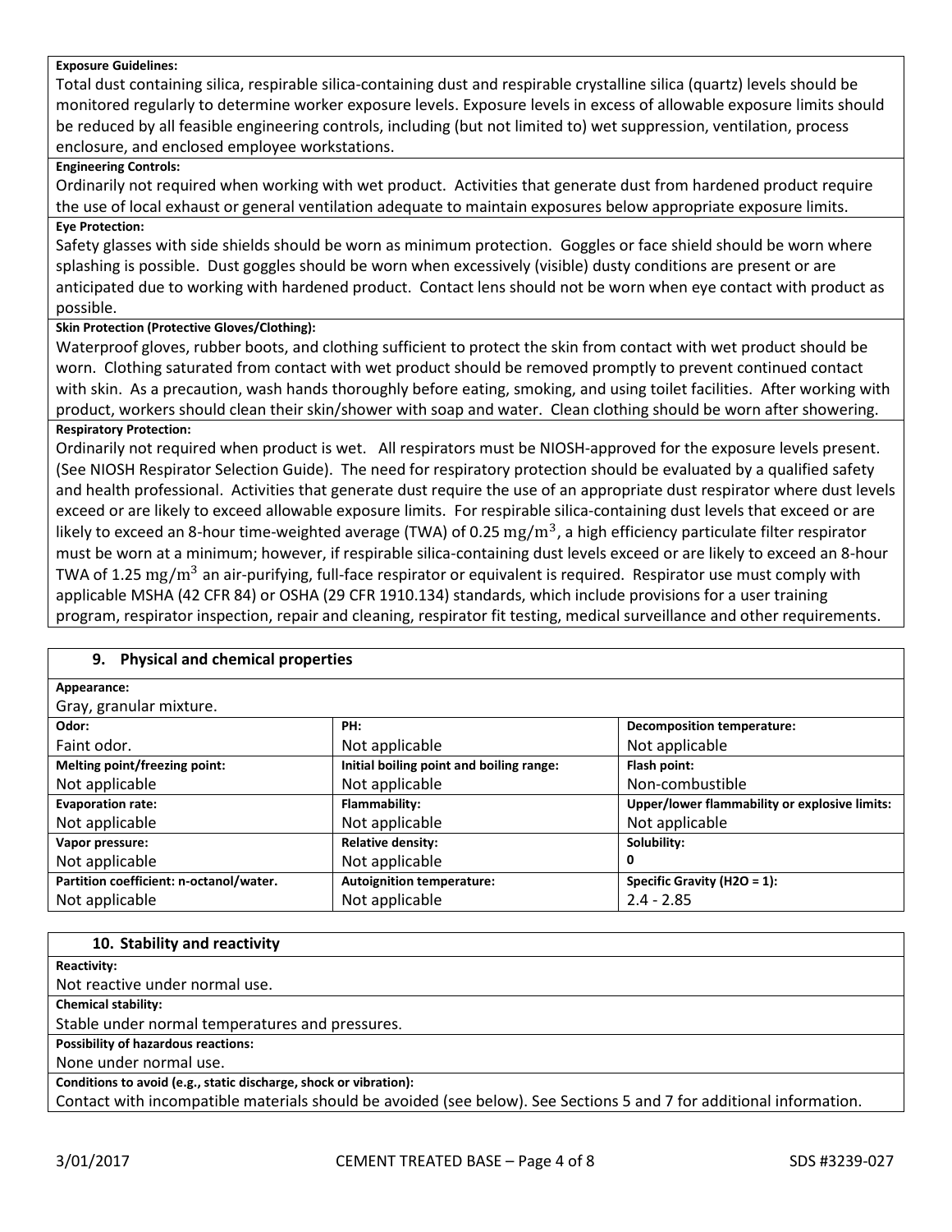**Exposure Guidelines:**

Total dust containing silica, respirable silica-containing dust and respirable crystalline silica (quartz) levels should be monitored regularly to determine worker exposure levels. Exposure levels in excess of allowable exposure limits should be reduced by all feasible engineering controls, including (but not limited to) wet suppression, ventilation, process enclosure, and enclosed employee workstations.

**Engineering Controls:**

Ordinarily not required when working with wet product. Activities that generate dust from hardened product require the use of local exhaust or general ventilation adequate to maintain exposures below appropriate exposure limits.

**Eye Protection:**

Safety glasses with side shields should be worn as minimum protection. Goggles or face shield should be worn where splashing is possible. Dust goggles should be worn when excessively (visible) dusty conditions are present or are anticipated due to working with hardened product. Contact lens should not be worn when eye contact with product as possible.

**Skin Protection (Protective Gloves/Clothing):**

Waterproof gloves, rubber boots, and clothing sufficient to protect the skin from contact with wet product should be worn. Clothing saturated from contact with wet product should be removed promptly to prevent continued contact with skin. As a precaution, wash hands thoroughly before eating, smoking, and using toilet facilities. After working with product, workers should clean their skin/shower with soap and water. Clean clothing should be worn after showering.

**Respiratory Protection:**

Ordinarily not required when product is wet. All respirators must be NIOSH-approved for the exposure levels present. (See NIOSH Respirator Selection Guide). The need for respiratory protection should be evaluated by a qualified safety and health professional. Activities that generate dust require the use of an appropriate dust respirator where dust levels exceed or are likely to exceed allowable exposure limits. For respirable silica-containing dust levels that exceed or are likely to exceed an 8-hour time-weighted average (TWA) of 0.25 $mg/m^3$, a high efficiency particulate filter respirator must be worn at a minimum; however, if respirable silica-containing dust levels exceed or are likely to exceed an 8-hour TWA of 1.25 $mg/m^3$ an air-purifying, full-face respirator or equivalent is required. Respirator use must comply with applicable MSHA (42 CFR 84) or OSHA (29 CFR 1910.134) standards, which include provisions for a user training program, respirator inspection, repair and cleaning, respirator fit testing, medical surveillance and other requirements.

## 9. Physical and chemical properties

**Appearance:**

Gray, granular mixture.

| Property | Property | Property |
|---|---|---|
| **Odor:** Faint odor. | **PH:** Not applicable | **Decomposition temperature:** Not applicable |
| **Melting point/freezing point:** Not applicable | **Initial boiling point and boiling range:** Not applicable | **Flash point:** Non-combustible |
| **Evaporation rate:** Not applicable | **Flammability:** Not applicable | **Upper/lower flammability or explosive limits:** Not applicable |
| **Vapor pressure:** Not applicable | **Relative density:** Not applicable | **Solubility:** 0 |
| **Partition coefficient: n-octanol/water.** Not applicable | **Autoignition temperature:** Not applicable | **Specific Gravity (H2O = 1):** 2.4 - 2.85 |

## 10. Stability and reactivity

**Reactivity:**

Not reactive under normal use.

**Chemical stability:**

Stable under normal temperatures and pressures.

**Possibility of hazardous reactions:**

None under normal use.

**Conditions to avoid (e.g., static discharge, shock or vibration):**

Contact with incompatible materials should be avoided (see below). See Sections 5 and 7 for additional information.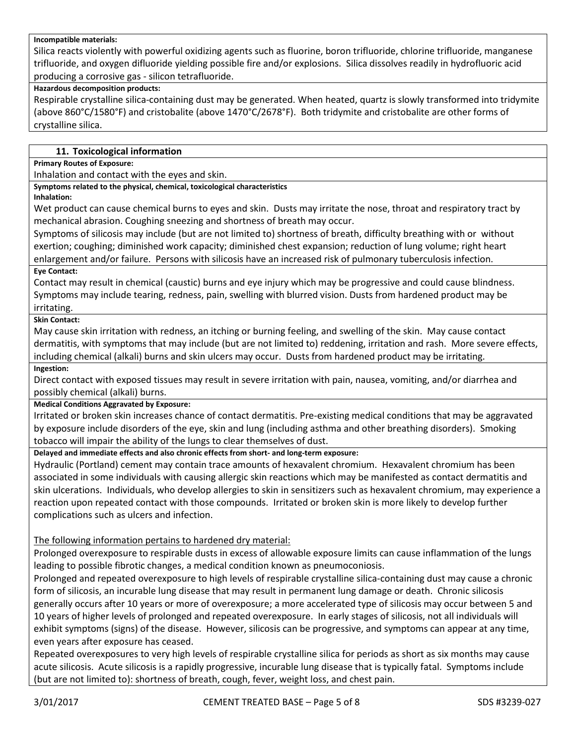**Incompatible materials:**

Silica reacts violently with powerful oxidizing agents such as fluorine, boron trifluoride, chlorine trifluoride, manganese trifluoride, and oxygen difluoride yielding possible fire and/or explosions. Silica dissolves readily in hydrofluoric acid producing a corrosive gas - silicon tetrafluoride.

**Hazardous decomposition products:**

Respirable crystalline silica-containing dust may be generated. When heated, quartz is slowly transformed into tridymite (above 860°C/1580°F) and cristobalite (above 1470°C/2678°F). Both tridymite and cristobalite are other forms of crystalline silica.

## 11. Toxicological information

**Primary Routes of Exposure:**

Inhalation and contact with the eyes and skin.

**Symptoms related to the physical, chemical, toxicological characteristics**

**Inhalation:**

Wet product can cause chemical burns to eyes and skin. Dusts may irritate the nose, throat and respiratory tract by mechanical abrasion. Coughing sneezing and shortness of breath may occur.

Symptoms of silicosis may include (but are not limited to) shortness of breath, difficulty breathing with or without exertion; coughing; diminished work capacity; diminished chest expansion; reduction of lung volume; right heart enlargement and/or failure. Persons with silicosis have an increased risk of pulmonary tuberculosis infection.

**Eye Contact:**

Contact may result in chemical (caustic) burns and eye injury which may be progressive and could cause blindness. Symptoms may include tearing, redness, pain, swelling with blurred vision. Dusts from hardened product may be irritating.

**Skin Contact:**

May cause skin irritation with redness, an itching or burning feeling, and swelling of the skin. May cause contact dermatitis, with symptoms that may include (but are not limited to) reddening, irritation and rash. More severe effects, including chemical (alkali) burns and skin ulcers may occur. Dusts from hardened product may be irritating.

**Ingestion:**

Direct contact with exposed tissues may result in severe irritation with pain, nausea, vomiting, and/or diarrhea and possibly chemical (alkali) burns.

**Medical Conditions Aggravated by Exposure:**

Irritated or broken skin increases chance of contact dermatitis. Pre-existing medical conditions that may be aggravated by exposure include disorders of the eye, skin and lung (including asthma and other breathing disorders). Smoking tobacco will impair the ability of the lungs to clear themselves of dust.

**Delayed and immediate effects and also chronic effects from short- and long-term exposure:**

Hydraulic (Portland) cement may contain trace amounts of hexavalent chromium. Hexavalent chromium has been associated in some individuals with causing allergic skin reactions which may be manifested as contact dermatitis and skin ulcerations. Individuals, who develop allergies to skin in sensitizers such as hexavalent chromium, may experience a reaction upon repeated contact with those compounds. Irritated or broken skin is more likely to develop further complications such as ulcers and infection.

<u>The following information pertains to hardened dry material:</u>

Prolonged overexposure to respirable dusts in excess of allowable exposure limits can cause inflammation of the lungs leading to possible fibrotic changes, a medical condition known as pneumoconiosis.

Prolonged and repeated overexposure to high levels of respirable crystalline silica-containing dust may cause a chronic form of silicosis, an incurable lung disease that may result in permanent lung damage or death. Chronic silicosis generally occurs after 10 years or more of overexposure; a more accelerated type of silicosis may occur between 5 and 10 years of higher levels of prolonged and repeated overexposure. In early stages of silicosis, not all individuals will exhibit symptoms (signs) of the disease. However, silicosis can be progressive, and symptoms can appear at any time, even years after exposure has ceased.

Repeated overexposures to very high levels of respirable crystalline silica for periods as short as six months may cause acute silicosis. Acute silicosis is a rapidly progressive, incurable lung disease that is typically fatal. Symptoms include (but are not limited to): shortness of breath, cough, fever, weight loss, and chest pain.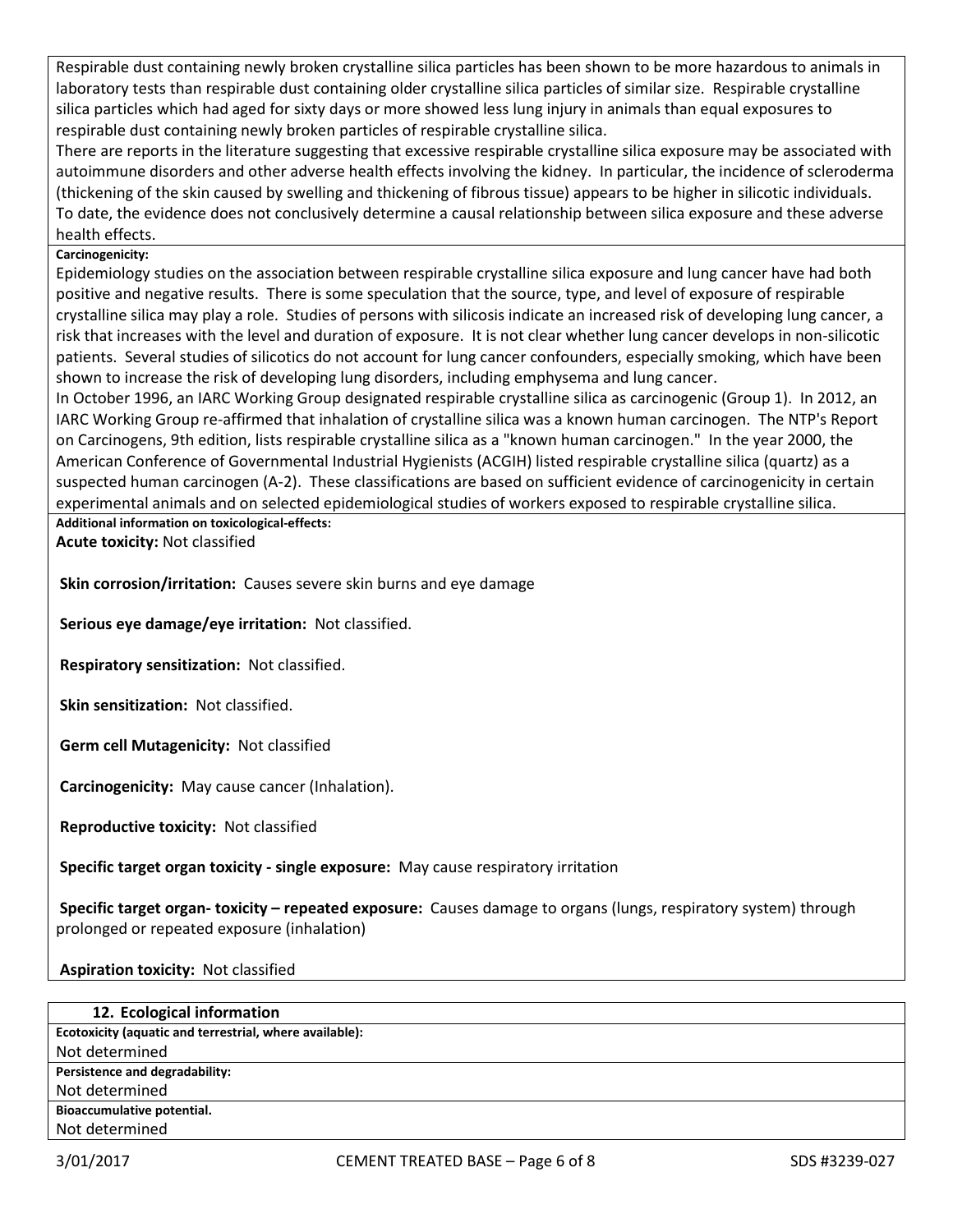Respirable dust containing newly broken crystalline silica particles has been shown to be more hazardous to animals in laboratory tests than respirable dust containing older crystalline silica particles of similar size. Respirable crystalline silica particles which had aged for sixty days or more showed less lung injury in animals than equal exposures to respirable dust containing newly broken particles of respirable crystalline silica.

There are reports in the literature suggesting that excessive respirable crystalline silica exposure may be associated with autoimmune disorders and other adverse health effects involving the kidney. In particular, the incidence of scleroderma (thickening of the skin caused by swelling and thickening of fibrous tissue) appears to be higher in silicotic individuals. To date, the evidence does not conclusively determine a causal relationship between silica exposure and these adverse health effects.

**Carcinogenicity:**

Epidemiology studies on the association between respirable crystalline silica exposure and lung cancer have had both positive and negative results. There is some speculation that the source, type, and level of exposure of respirable crystalline silica may play a role. Studies of persons with silicosis indicate an increased risk of developing lung cancer, a risk that increases with the level and duration of exposure. It is not clear whether lung cancer develops in non-silicotic patients. Several studies of silicotics do not account for lung cancer confounders, especially smoking, which have been shown to increase the risk of developing lung disorders, including emphysema and lung cancer.

In October 1996, an IARC Working Group designated respirable crystalline silica as carcinogenic (Group 1). In 2012, an IARC Working Group re-affirmed that inhalation of crystalline silica was a known human carcinogen. The NTP's Report on Carcinogens, 9th edition, lists respirable crystalline silica as a "known human carcinogen." In the year 2000, the American Conference of Governmental Industrial Hygienists (ACGIH) listed respirable crystalline silica (quartz) as a suspected human carcinogen (A-2). These classifications are based on sufficient evidence of carcinogenicity in certain experimental animals and on selected epidemiological studies of workers exposed to respirable crystalline silica.

**Additional information on toxicological-effects:**

**Acute toxicity:** Not classified

**Skin corrosion/irritation:** Causes severe skin burns and eye damage

**Serious eye damage/eye irritation:** Not classified.

**Respiratory sensitization:** Not classified.

**Skin sensitization:** Not classified.

**Germ cell Mutagenicity:** Not classified

**Carcinogenicity:** May cause cancer (Inhalation).

**Reproductive toxicity:** Not classified

**Specific target organ toxicity - single exposure:** May cause respiratory irritation

**Specific target organ- toxicity – repeated exposure:** Causes damage to organs (lungs, respiratory system) through prolonged or repeated exposure (inhalation)

**Aspiration toxicity:** Not classified

## 12. Ecological information

**Ecotoxicity (aquatic and terrestrial, where available):**

Not determined

**Persistence and degradability:**

Not determined

**Bioaccumulative potential.**

Not determined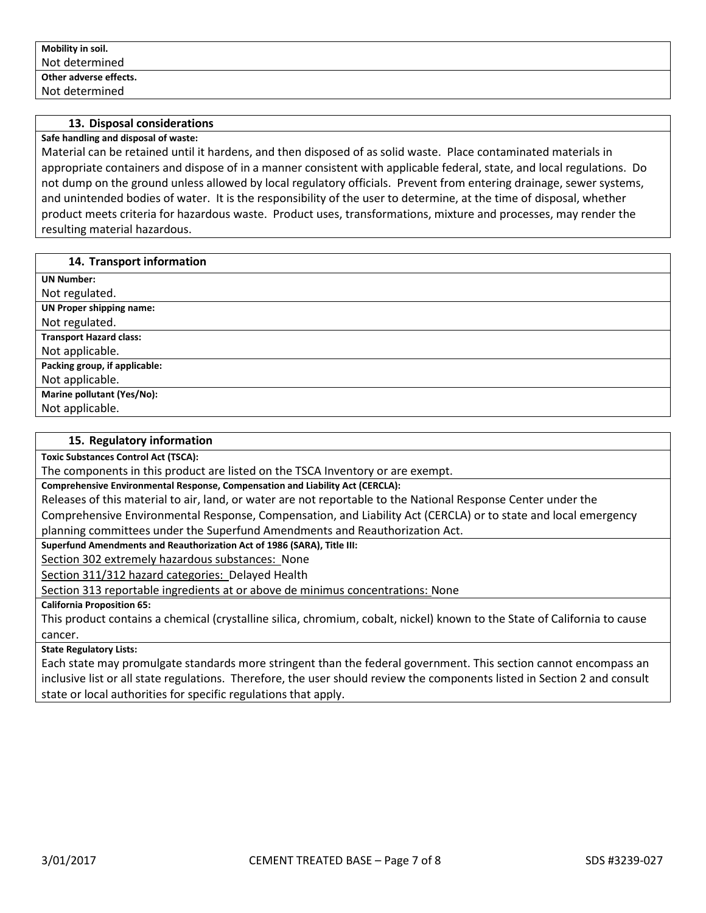**Mobility in soil.**

Not determined

**Other adverse effects.**

Not determined

## 13. Disposal considerations

**Safe handling and disposal of waste:**

Material can be retained until it hardens, and then disposed of as solid waste. Place contaminated materials in appropriate containers and dispose of in a manner consistent with applicable federal, state, and local regulations. Do not dump on the ground unless allowed by local regulatory officials. Prevent from entering drainage, sewer systems, and unintended bodies of water. It is the responsibility of the user to determine, at the time of disposal, whether product meets criteria for hazardous waste. Product uses, transformations, mixture and processes, may render the resulting material hazardous.

## 14. Transport information

**UN Number:**

Not regulated.

**UN Proper shipping name:**

Not regulated.

**Transport Hazard class:**

Not applicable.

**Packing group, if applicable:**

Not applicable.

**Marine pollutant (Yes/No):**

Not applicable.

## 15. Regulatory information

**Toxic Substances Control Act (TSCA):**

The components in this product are listed on the TSCA Inventory or are exempt.

**Comprehensive Environmental Response, Compensation and Liability Act (CERCLA):**

Releases of this material to air, land, or water are not reportable to the National Response Center under the Comprehensive Environmental Response, Compensation, and Liability Act (CERCLA) or to state and local emergency planning committees under the Superfund Amendments and Reauthorization Act.

**Superfund Amendments and Reauthorization Act of 1986 (SARA), Title III:**

Section 302 extremely hazardous substances: None

Section 311/312 hazard categories: Delayed Health

Section 313 reportable ingredients at or above de minimus concentrations: None

**California Proposition 65:**

This product contains a chemical (crystalline silica, chromium, cobalt, nickel) known to the State of California to cause cancer.

**State Regulatory Lists:**

Each state may promulgate standards more stringent than the federal government. This section cannot encompass an inclusive list or all state regulations. Therefore, the user should review the components listed in Section 2 and consult state or local authorities for specific regulations that apply.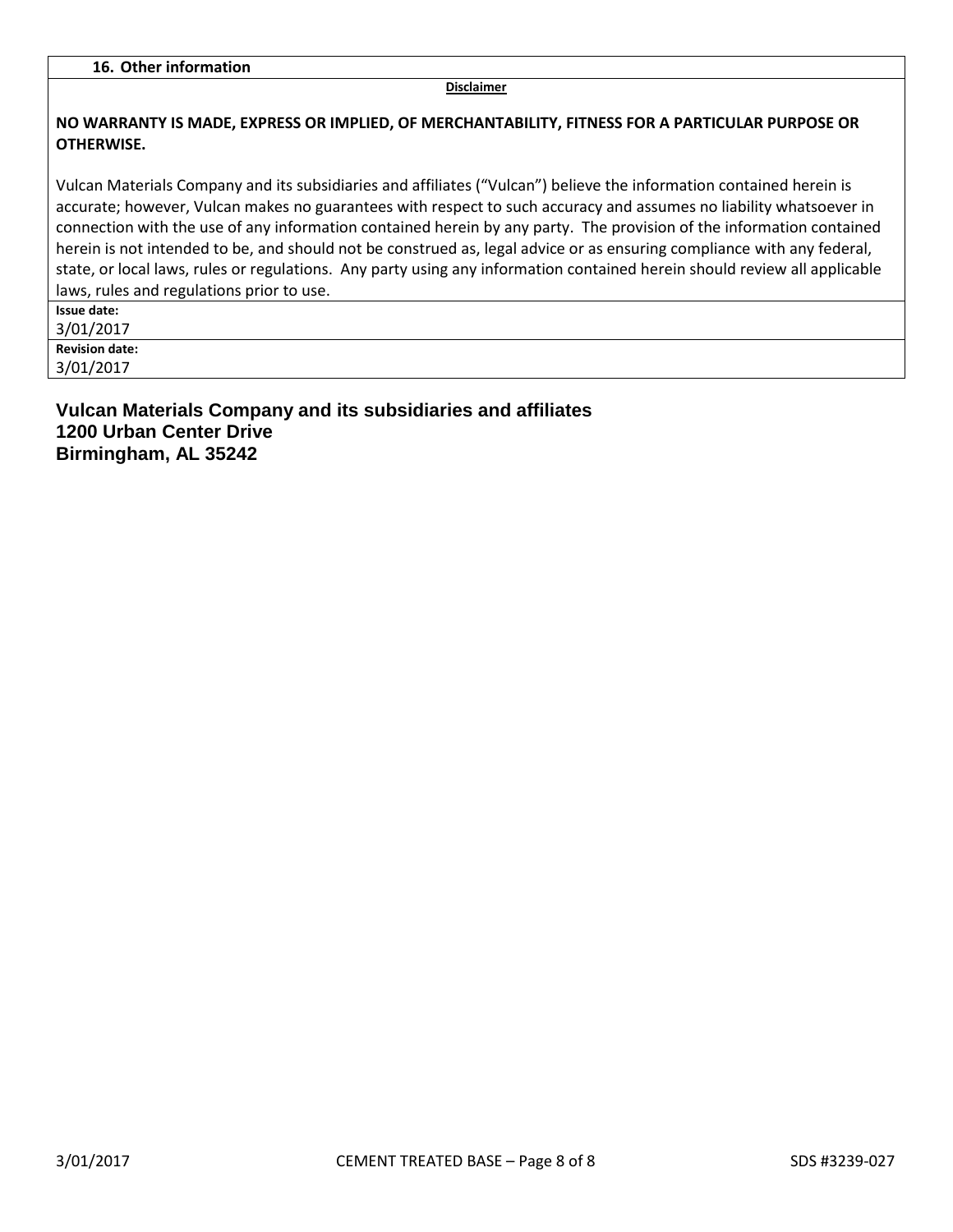## 16. Other information

**Disclaimer**

**NO WARRANTY IS MADE, EXPRESS OR IMPLIED, OF MERCHANTABILITY, FITNESS FOR A PARTICULAR PURPOSE OR OTHERWISE.**

Vulcan Materials Company and its subsidiaries and affiliates ("Vulcan") believe the information contained herein is accurate; however, Vulcan makes no guarantees with respect to such accuracy and assumes no liability whatsoever in connection with the use of any information contained herein by any party. The provision of the information contained herein is not intended to be, and should not be construed as, legal advice or as ensuring compliance with any federal, state, or local laws, rules or regulations. Any party using any information contained herein should review all applicable laws, rules and regulations prior to use.

**Issue date:**
3/01/2017

**Revision date:**
3/01/2017

**Vulcan Materials Company and its subsidiaries and affiliates**
**1200 Urban Center Drive**
**Birmingham, AL 35242**